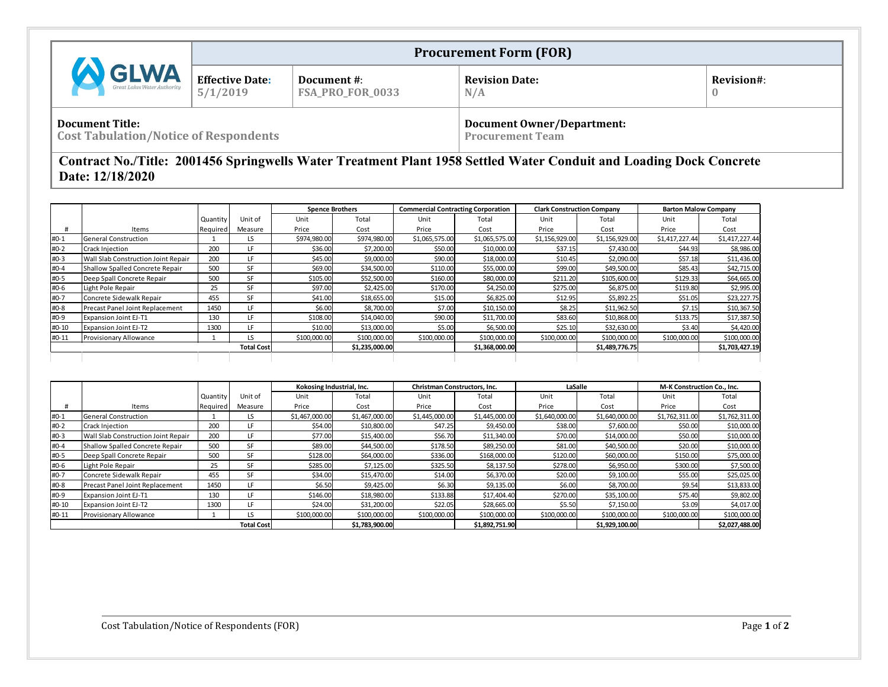| GLWA Great Lakes Water Authority | Procurement Form (FOR) | | | |
|---|---|---|---|---|
| | **Effective Date:** 5/1/2019 | **Document #:** FSA_PRO_FOR_0033 | **Revision Date:** N/A | **Revision#:** 0 |
| **Document Title:** Cost Tabulation/Notice of Respondents | | | **Document Owner/Department:** Procurement Team | |

**Contract No./Title: 2001456 Springwells Water Treatment Plant 1958 Settled Water Conduit and Loading Dock Concrete**
**Date: 12/18/2020**

| | | | | Spence Brothers | | Commercial Contracting Corporation | | Clark Construction Company | | Barton Malow Company | |
|---|---|---|---|---|---|---|---|---|---|---|---|
| # | Items | Quantity Required | Unit of Measure | Unit Price | Total Cost | Unit Price | Total Cost | Unit Price | Total Cost | Unit Price | Total Cost |
| #0-1 | General Construction | 1 | LS | $974,980.00 | $974,980.00 | $1,065,575.00 | $1,065,575.00 | $1,156,929.00 | $1,156,929.00 | $1,417,227.44 | $1,417,227.44 |
| #0-2 | Crack Injection | 200 | LF | $36.00 | $7,200.00 | $50.00 | $10,000.00 | $37.15 | $7,430.00 | $44.93 | $8,986.00 |
| #0-3 | Wall Slab Construction Joint Repair | 200 | LF | $45.00 | $9,000.00 | $90.00 | $18,000.00 | $10.45 | $2,090.00 | $57.18 | $11,436.00 |
| #0-4 | Shallow Spalled Concrete Repair | 500 | SF | $69.00 | $34,500.00 | $110.00 | $55,000.00 | $99.00 | $49,500.00 | $85.43 | $42,715.00 |
| #0-5 | Deep Spall Concrete Repair | 500 | SF | $105.00 | $52,500.00 | $160.00 | $80,000.00 | $211.20 | $105,600.00 | $129.33 | $64,665.00 |
| #0-6 | Light Pole Repair | 25 | SF | $97.00 | $2,425.00 | $170.00 | $4,250.00 | $275.00 | $6,875.00 | $119.80 | $2,995.00 |
| #0-7 | Concrete Sidewalk Repair | 455 | SF | $41.00 | $18,655.00 | $15.00 | $6,825.00 | $12.95 | $5,892.25 | $51.05 | $23,227.75 |
| #0-8 | Precast Panel Joint Replacement | 1450 | LF | $6.00 | $8,700.00 | $7.00 | $10,150.00 | $8.25 | $11,962.50 | $7.15 | $10,367.50 |
| #0-9 | Expansion Joint EJ-T1 | 130 | LF | $108.00 | $14,040.00 | $90.00 | $11,700.00 | $83.60 | $10,868.00 | $133.75 | $17,387.50 |
| #0-10 | Expansion Joint EJ-T2 | 1300 | LF | $10.00 | $13,000.00 | $5.00 | $6,500.00 | $25.10 | $32,630.00 | $3.40 | $4,420.00 |
| #0-11 | Provisionary Allowance | 1 | LS | $100,000.00 | $100,000.00 | $100,000.00 | $100,000.00 | $100,000.00 | $100,000.00 | $100,000.00 | $100,000.00 |
| | | | **Total Cost** | | **$1,235,000.00** | | **$1,368,000.00** | | **$1,489,776.75** | | **$1,703,427.19** |

| | | | | Kokosing Industrial, Inc. | | Christman Constructors, Inc. | | LaSalle | | M-K Construction Co., Inc. | |
|---|---|---|---|---|---|---|---|---|---|---|---|
| # | Items | Quantity Required | Unit of Measure | Unit Price | Total Cost | Unit Price | Total Cost | Unit Price | Total Cost | Unit Price | Total Cost |
| #0-1 | General Construction | 1 | LS | $1,467,000.00 | $1,467,000.00 | $1,445,000.00 | $1,445,000.00 | $1,640,000.00 | $1,640,000.00 | $1,762,311.00 | $1,762,311.00 |
| #0-2 | Crack Injection | 200 | LF | $54.00 | $10,800.00 | $47.25 | $9,450.00 | $38.00 | $7,600.00 | $50.00 | $10,000.00 |
| #0-3 | Wall Slab Construction Joint Repair | 200 | LF | $77.00 | $15,400.00 | $56.70 | $11,340.00 | $70.00 | $14,000.00 | $50.00 | $10,000.00 |
| #0-4 | Shallow Spalled Concrete Repair | 500 | SF | $89.00 | $44,500.00 | $178.50 | $89,250.00 | $81.00 | $40,500.00 | $20.00 | $10,000.00 |
| #0-5 | Deep Spall Concrete Repair | 500 | SF | $128.00 | $64,000.00 | $336.00 | $168,000.00 | $120.00 | $60,000.00 | $150.00 | $75,000.00 |
| #0-6 | Light Pole Repair | 25 | SF | $285.00 | $7,125.00 | $325.50 | $8,137.50 | $278.00 | $6,950.00 | $300.00 | $7,500.00 |
| #0-7 | Concrete Sidewalk Repair | 455 | SF | $34.00 | $15,470.00 | $14.00 | $6,370.00 | $20.00 | $9,100.00 | $55.00 | $25,025.00 |
| #0-8 | Precast Panel Joint Replacement | 1450 | LF | $6.50 | $9,425.00 | $6.30 | $9,135.00 | $6.00 | $8,700.00 | $9.54 | $13,833.00 |
| #0-9 | Expansion Joint EJ-T1 | 130 | LF | $146.00 | $18,980.00 | $133.88 | $17,404.40 | $270.00 | $35,100.00 | $75.40 | $9,802.00 |
| #0-10 | Expansion Joint EJ-T2 | 1300 | LF | $24.00 | $31,200.00 | $22.05 | $28,665.00 | $5.50 | $7,150.00 | $3.09 | $4,017.00 |
| #0-11 | Provisionary Allowance | 1 | LS | $100,000.00 | $100,000.00 | $100,000.00 | $100,000.00 | $100,000.00 | $100,000.00 | $100,000.00 | $100,000.00 |
| | | | **Total Cost** | | **$1,783,900.00** | | **$1,892,751.90** | | **$1,929,100.00** | | **$2,027,488.00** |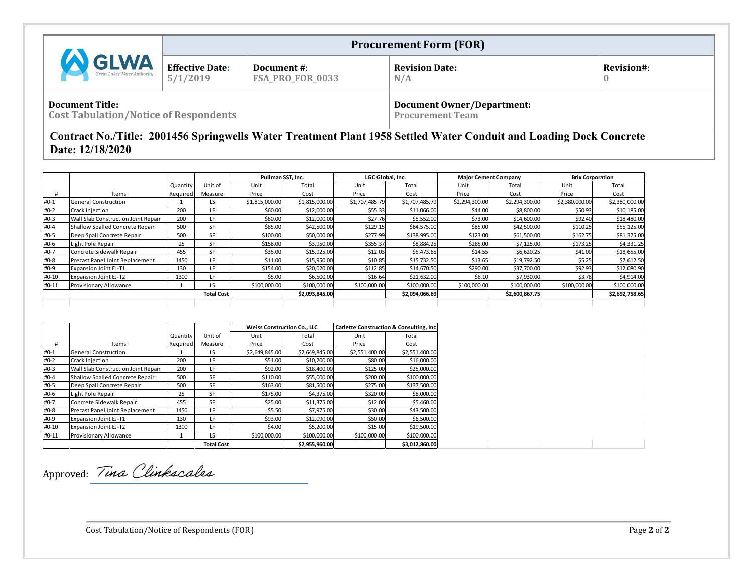| GLWA Great Lakes Water Authority | Procurement Form (FOR) | | | |
|---|---|---|---|---|
| | **Effective Date:** 5/1/2019 | **Document #:** FSA_PRO_FOR_0033 | **Revision Date:** N/A | **Revision#:** 0 |
| **Document Title:** Cost Tabulation/Notice of Respondents | | | **Document Owner/Department:** Procurement Team | |

**Contract No./Title: 2001456 Springwells Water Treatment Plant 1958 Settled Water Conduit and Loading Dock Concrete**
**Date: 12/18/2020**

| # | Items | Quantity Required | Unit of Measure | Pullman SST, Inc. Unit Price | Pullman SST, Inc. Total Cost | LGC Global, Inc. Unit Price | LGC Global, Inc. Total Cost | Major Cement Company Unit Price | Major Cement Company Total Cost | Brix Corporation Unit Price | Brix Corporation Total Cost |
|---|---|---|---|---|---|---|---|---|---|---|---|
| #0-1 | General Construction | 1 | LS | $1,815,000.00 | $1,815,000.00 | $1,707,485.79 | $1,707,485.79 | $2,294,300.00 | $2,294,300.00 | $2,380,000.00 | $2,380,000.00 |
| #0-2 | Crack Injection | 200 | LF | $60.00 | $12,000.00 | $55.33 | $11,066.00 | $44.00 | $8,800.00 | $50.93 | $10,185.00 |
| #0-3 | Wall Slab Construction Joint Repair | 200 | LF | $60.00 | $12,000.00 | $27.76 | $5,552.00 | $73.00 | $14,600.00 | $92.40 | $18,480.00 |
| #0-4 | Shallow Spalled Concrete Repair | 500 | SF | $85.00 | $42,500.00 | $129.15 | $64,575.00 | $85.00 | $42,500.00 | $110.25 | $55,125.00 |
| #0-5 | Deep Spall Concrete Repair | 500 | SF | $100.00 | $50,000.00 | $277.99 | $138,995.00 | $123.00 | $61,500.00 | $162.75 | $81,375.00 |
| #0-6 | Light Pole Repair | 25 | SF | $158.00 | $3,950.00 | $355.37 | $8,884.25 | $285.00 | $7,125.00 | $173.25 | $4,331.25 |
| #0-7 | Concrete Sidewalk Repair | 455 | SF | $35.00 | $15,925.00 | $12.03 | $5,473.65 | $14.55 | $6,620.25 | $41.00 | $18,655.00 |
| #0-8 | Precast Panel Joint Replacement | 1450 | LF | $11.00 | $15,950.00 | $10.85 | $15,732.50 | $13.65 | $19,792.50 | $5.25 | $7,612.50 |
| #0-9 | Expansion Joint EJ-T1 | 130 | LF | $154.00 | $20,020.00 | $112.85 | $14,670.50 | $290.00 | $37,700.00 | $92.93 | $12,080.90 |
| #0-10 | Expansion Joint EJ-T2 | 1300 | LF | $5.00 | $6,500.00 | $16.64 | $21,632.00 | $6.10 | $7,930.00 | $3.78 | $4,914.00 |
| #0-11 | Provisionary Allowance | 1 | LS | $100,000.00 | $100,000.00 | $100,000.00 | $100,000.00 | $100,000.00 | $100,000.00 | $100,000.00 | $100,000.00 |
| | | | **Total Cost** | | **$2,093,845.00** | | **$2,094,066.69** | | **$2,600,867.75** | | **$2,692,758.65** |

| # | Items | Quantity Required | Unit of Measure | Weiss Construction Co., LLC Unit Price | Weiss Construction Co., LLC Total Cost | Carlette Construction & Consulting, Inc Unit Price | Carlette Construction & Consulting, Inc Total Cost |
|---|---|---|---|---|---|---|---|
| #0-1 | General Construction | 1 | LS | $2,649,845.00 | $2,649,845.00 | $2,551,400.00 | $2,551,400.00 |
| #0-2 | Crack Injection | 200 | LF | $51.00 | $10,200.00 | $80.00 | $16,000.00 |
| #0-3 | Wall Slab Construction Joint Repair | 200 | LF | $92.00 | $18,400.00 | $125.00 | $25,000.00 |
| #0-4 | Shallow Spalled Concrete Repair | 500 | SF | $110.00 | $55,000.00 | $200.00 | $100,000.00 |
| #0-5 | Deep Spall Concrete Repair | 500 | SF | $163.00 | $81,500.00 | $275.00 | $137,500.00 |
| #0-6 | Light Pole Repair | 25 | SF | $175.00 | $4,375.00 | $320.00 | $8,000.00 |
| #0-7 | Concrete Sidewalk Repair | 455 | SF | $25.00 | $11,375.00 | $12.00 | $5,460.00 |
| #0-8 | Precast Panel Joint Replacement | 1450 | LF | $5.50 | $7,975.00 | $30.00 | $43,500.00 |
| #0-9 | Expansion Joint EJ-T1 | 130 | LF | $93.00 | $12,090.00 | $50.00 | $6,500.00 |
| #0-10 | Expansion Joint EJ-T2 | 1300 | LF | $4.00 | $5,200.00 | $15.00 | $19,500.00 |
| #0-11 | Provisionary Allowance | 1 | LS | $100,000.00 | $100,000.00 | $100,000.00 | $100,000.00 |
| | | | **Total Cost** | | **$2,955,960.00** | | **$3,012,860.00** |

Approved: *Tina Clinkscales*